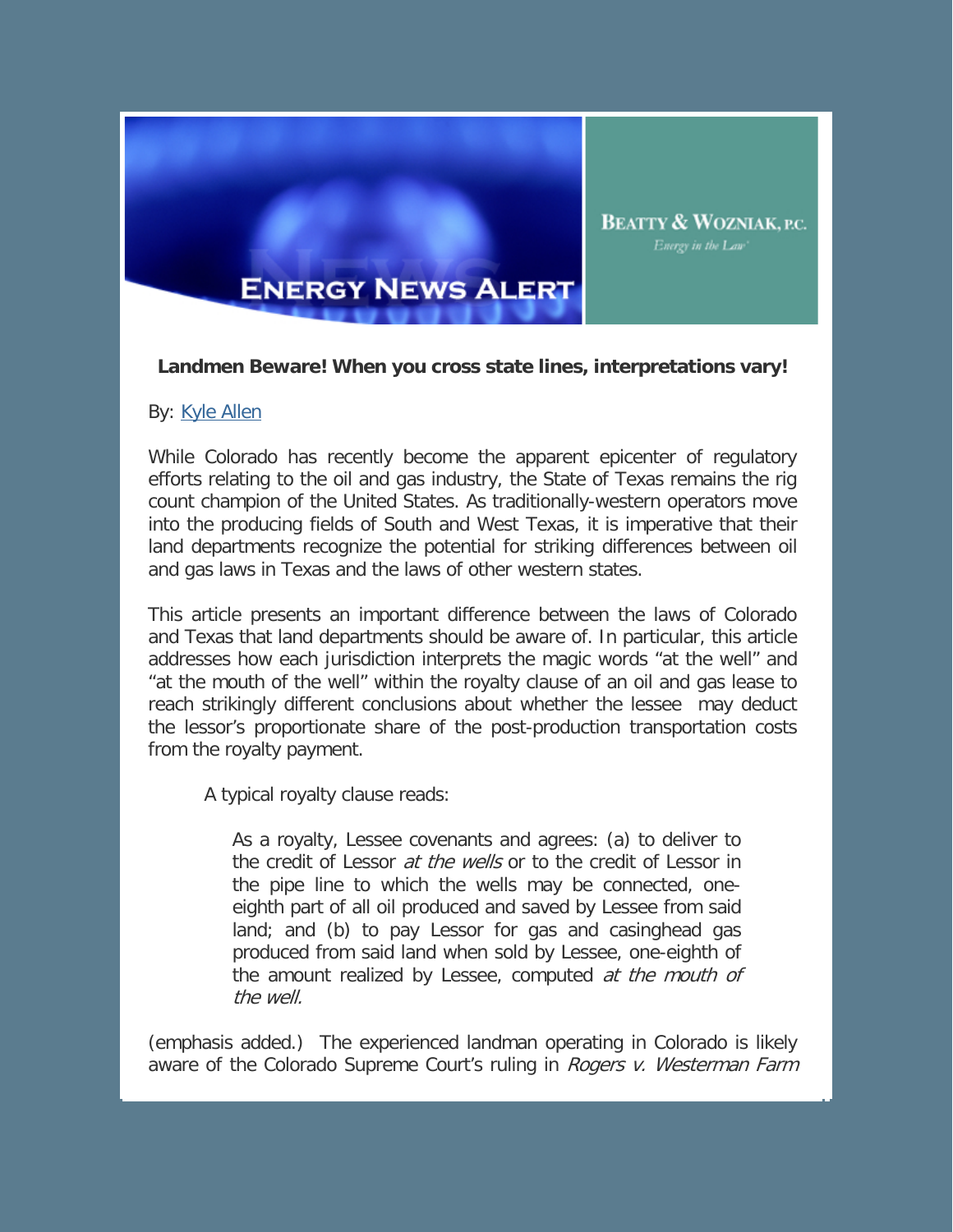# ENERGY NEWS ALERT

**BEATTY & WOZNIAK, P.C.**
*Energy in the Law*

**Landmen Beware! When you cross state lines, interpretations vary!**

By: Kyle Allen

While Colorado has recently become the apparent epicenter of regulatory efforts relating to the oil and gas industry, the State of Texas remains the rig count champion of the United States. As traditionally-western operators move into the producing fields of South and West Texas, it is imperative that their land departments recognize the potential for striking differences between oil and gas laws in Texas and the laws of other western states.

This article presents an important difference between the laws of Colorado and Texas that land departments should be aware of. In particular, this article addresses how each jurisdiction interprets the magic words "at the well" and "at the mouth of the well" within the royalty clause of an oil and gas lease to reach strikingly different conclusions about whether the lessee may deduct the lessor's proportionate share of the post-production transportation costs from the royalty payment.

A typical royalty clause reads:

> As a royalty, Lessee covenants and agrees: (a) to deliver to the credit of Lessor *at the wells* or to the credit of Lessor in the pipe line to which the wells may be connected, one-eighth part of all oil produced and saved by Lessee from said land; and (b) to pay Lessor for gas and casinghead gas produced from said land when sold by Lessee, one-eighth of the amount realized by Lessee, computed *at the mouth of the well.*

(emphasis added.) The experienced landman operating in Colorado is likely aware of the Colorado Supreme Court's ruling in *Rogers v. Westerman Farm*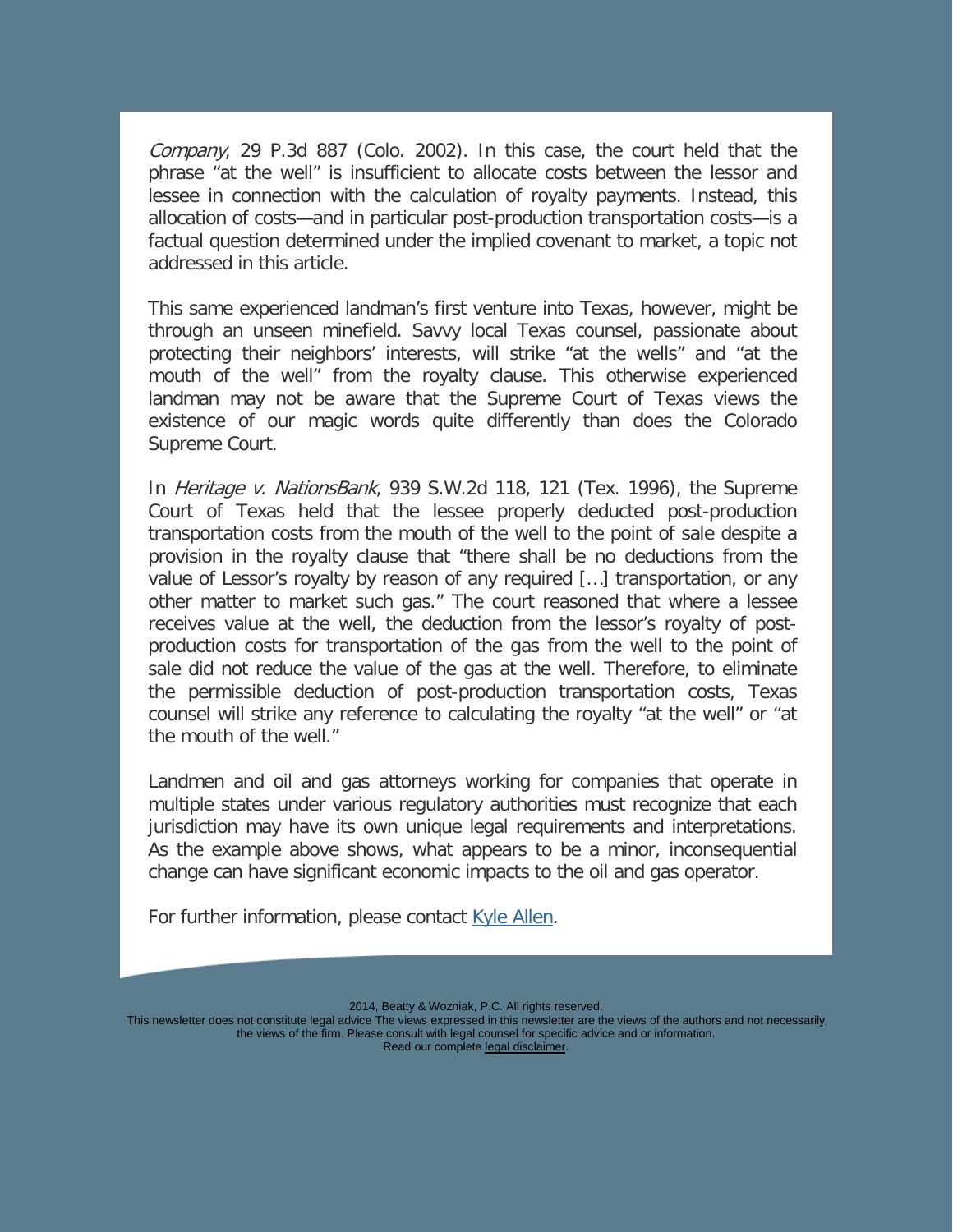*Company*, 29 P.3d 887 (Colo. 2002). In this case, the court held that the phrase "at the well" is insufficient to allocate costs between the lessor and lessee in connection with the calculation of royalty payments. Instead, this allocation of costs—and in particular post-production transportation costs—is a factual question determined under the implied covenant to market, a topic not addressed in this article.

This same experienced landman's first venture into Texas, however, might be through an unseen minefield. Savvy local Texas counsel, passionate about protecting their neighbors' interests, will strike "at the wells" and "at the mouth of the well" from the royalty clause. This otherwise experienced landman may not be aware that the Supreme Court of Texas views the existence of our magic words quite differently than does the Colorado Supreme Court.

In *Heritage v. NationsBank*, 939 S.W.2d 118, 121 (Tex. 1996), the Supreme Court of Texas held that the lessee properly deducted post-production transportation costs from the mouth of the well to the point of sale despite a provision in the royalty clause that "there shall be no deductions from the value of Lessor's royalty by reason of any required […] transportation, or any other matter to market such gas." The court reasoned that where a lessee receives value at the well, the deduction from the lessor's royalty of post-production costs for transportation of the gas from the well to the point of sale did not reduce the value of the gas at the well. Therefore, to eliminate the permissible deduction of post-production transportation costs, Texas counsel will strike any reference to calculating the royalty "at the well" or "at the mouth of the well."

Landmen and oil and gas attorneys working for companies that operate in multiple states under various regulatory authorities must recognize that each jurisdiction may have its own unique legal requirements and interpretations. As the example above shows, what appears to be a minor, inconsequential change can have significant economic impacts to the oil and gas operator.

For further information, please contact Kyle Allen.

2014, Beatty & Wozniak, P.C. All rights reserved.
This newsletter does not constitute legal advice The views expressed in this newsletter are the views of the authors and not necessarily the views of the firm. Please consult with legal counsel for specific advice and or information.
Read our complete legal disclaimer.